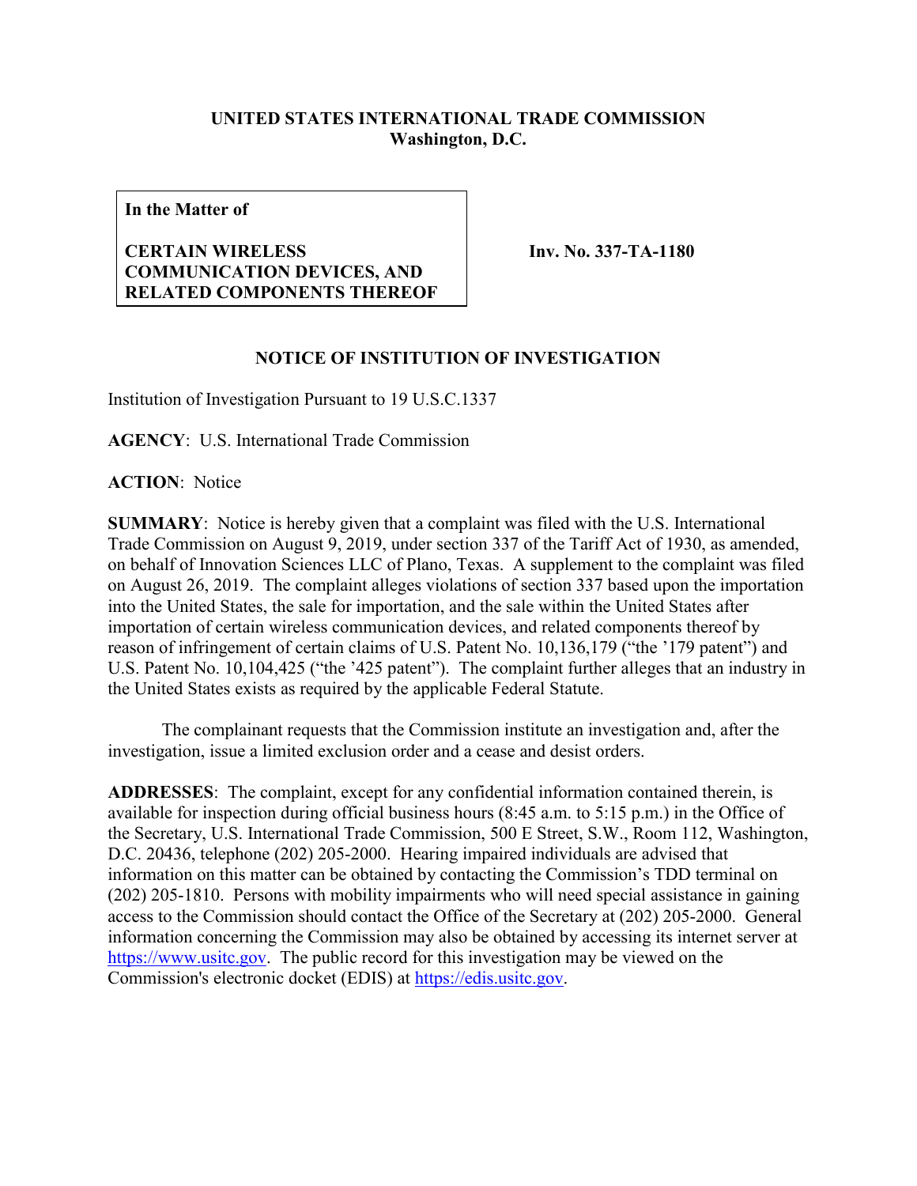**UNITED STATES INTERNATIONAL TRADE COMMISSION**
**Washington, D.C.**

| In the Matter of<br><br>**CERTAIN WIRELESS COMMUNICATION DEVICES, AND RELATED COMPONENTS THEREOF** | **Inv. No. 337-TA-1180** |
|---|---|

## NOTICE OF INSTITUTION OF INVESTIGATION

Institution of Investigation Pursuant to 19 U.S.C.1337

**AGENCY**: U.S. International Trade Commission

**ACTION**: Notice

**SUMMARY**: Notice is hereby given that a complaint was filed with the U.S. International Trade Commission on August 9, 2019, under section 337 of the Tariff Act of 1930, as amended, on behalf of Innovation Sciences LLC of Plano, Texas. A supplement to the complaint was filed on August 26, 2019. The complaint alleges violations of section 337 based upon the importation into the United States, the sale for importation, and the sale within the United States after importation of certain wireless communication devices, and related components thereof by reason of infringement of certain claims of U.S. Patent No. 10,136,179 ("the '179 patent") and U.S. Patent No. 10,104,425 ("the '425 patent"). The complaint further alleges that an industry in the United States exists as required by the applicable Federal Statute.

The complainant requests that the Commission institute an investigation and, after the investigation, issue a limited exclusion order and a cease and desist orders.

**ADDRESSES**: The complaint, except for any confidential information contained therein, is available for inspection during official business hours (8:45 a.m. to 5:15 p.m.) in the Office of the Secretary, U.S. International Trade Commission, 500 E Street, S.W., Room 112, Washington, D.C. 20436, telephone (202) 205-2000. Hearing impaired individuals are advised that information on this matter can be obtained by contacting the Commission's TDD terminal on (202) 205-1810. Persons with mobility impairments who will need special assistance in gaining access to the Commission should contact the Office of the Secretary at (202) 205-2000. General information concerning the Commission may also be obtained by accessing its internet server at https://www.usitc.gov. The public record for this investigation may be viewed on the Commission's electronic docket (EDIS) at https://edis.usitc.gov.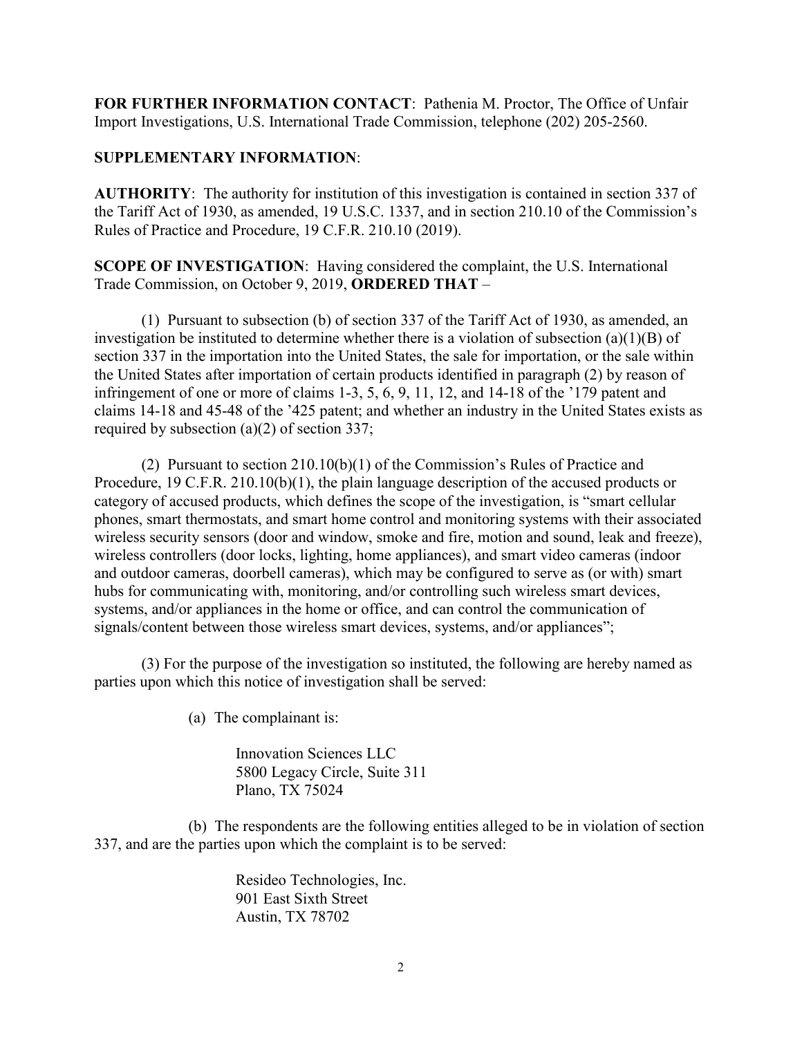**FOR FURTHER INFORMATION CONTACT**: Pathenia M. Proctor, The Office of Unfair Import Investigations, U.S. International Trade Commission, telephone (202) 205-2560.

**SUPPLEMENTARY INFORMATION**:

**AUTHORITY**: The authority for institution of this investigation is contained in section 337 of the Tariff Act of 1930, as amended, 19 U.S.C. 1337, and in section 210.10 of the Commission's Rules of Practice and Procedure, 19 C.F.R. 210.10 (2019).

**SCOPE OF INVESTIGATION**: Having considered the complaint, the U.S. International Trade Commission, on October 9, 2019, **ORDERED THAT** –

(1) Pursuant to subsection (b) of section 337 of the Tariff Act of 1930, as amended, an investigation be instituted to determine whether there is a violation of subsection (a)(1)(B) of section 337 in the importation into the United States, the sale for importation, or the sale within the United States after importation of certain products identified in paragraph (2) by reason of infringement of one or more of claims 1-3, 5, 6, 9, 11, 12, and 14-18 of the '179 patent and claims 14-18 and 45-48 of the '425 patent; and whether an industry in the United States exists as required by subsection (a)(2) of section 337;

(2) Pursuant to section 210.10(b)(1) of the Commission's Rules of Practice and Procedure, 19 C.F.R. 210.10(b)(1), the plain language description of the accused products or category of accused products, which defines the scope of the investigation, is "smart cellular phones, smart thermostats, and smart home control and monitoring systems with their associated wireless security sensors (door and window, smoke and fire, motion and sound, leak and freeze), wireless controllers (door locks, lighting, home appliances), and smart video cameras (indoor and outdoor cameras, doorbell cameras), which may be configured to serve as (or with) smart hubs for communicating with, monitoring, and/or controlling such wireless smart devices, systems, and/or appliances in the home or office, and can control the communication of signals/content between those wireless smart devices, systems, and/or appliances";

(3) For the purpose of the investigation so instituted, the following are hereby named as parties upon which this notice of investigation shall be served:

(a) The complainant is:

Innovation Sciences LLC
5800 Legacy Circle, Suite 311
Plano, TX 75024

(b) The respondents are the following entities alleged to be in violation of section 337, and are the parties upon which the complaint is to be served:

Resideo Technologies, Inc.
901 East Sixth Street
Austin, TX 78702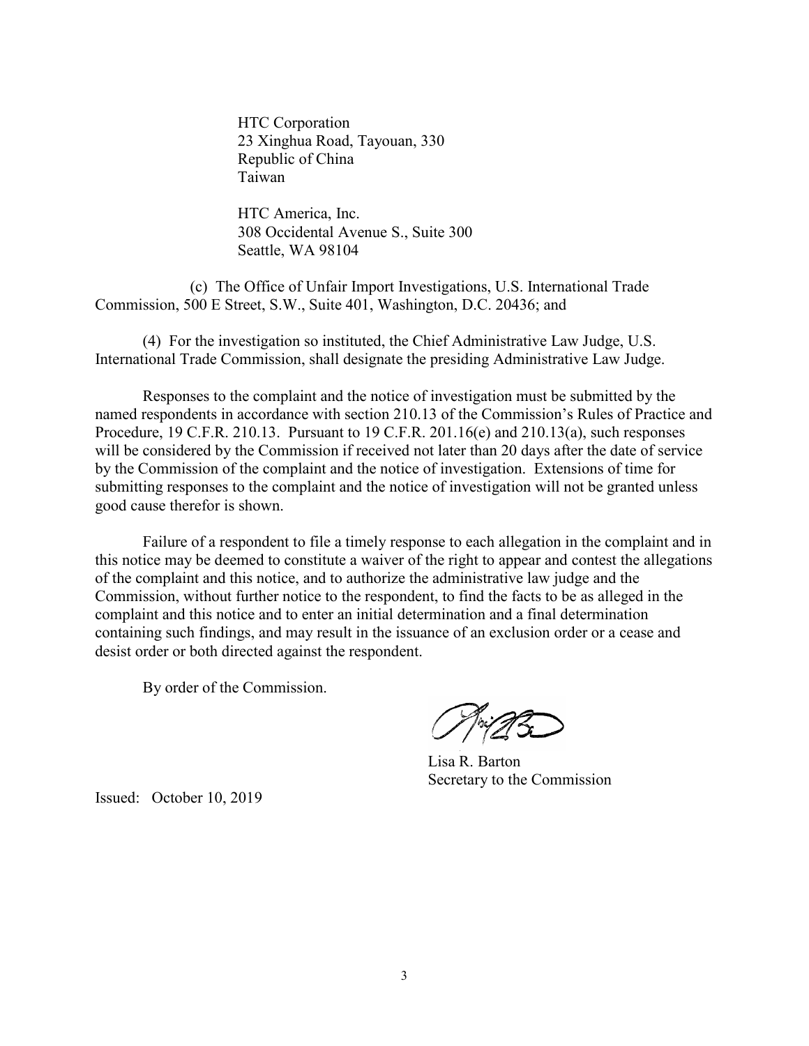HTC Corporation
23 Xinghua Road, Tayouan, 330
Republic of China
Taiwan

HTC America, Inc.
308 Occidental Avenue S., Suite 300
Seattle, WA 98104

(c) The Office of Unfair Import Investigations, U.S. International Trade Commission, 500 E Street, S.W., Suite 401, Washington, D.C. 20436; and

(4) For the investigation so instituted, the Chief Administrative Law Judge, U.S. International Trade Commission, shall designate the presiding Administrative Law Judge.

Responses to the complaint and the notice of investigation must be submitted by the named respondents in accordance with section 210.13 of the Commission's Rules of Practice and Procedure, 19 C.F.R. 210.13. Pursuant to 19 C.F.R. 201.16(e) and 210.13(a), such responses will be considered by the Commission if received not later than 20 days after the date of service by the Commission of the complaint and the notice of investigation. Extensions of time for submitting responses to the complaint and the notice of investigation will not be granted unless good cause therefor is shown.

Failure of a respondent to file a timely response to each allegation in the complaint and in this notice may be deemed to constitute a waiver of the right to appear and contest the allegations of the complaint and this notice, and to authorize the administrative law judge and the Commission, without further notice to the respondent, to find the facts to be as alleged in the complaint and this notice and to enter an initial determination and a final determination containing such findings, and may result in the issuance of an exclusion order or a cease and desist order or both directed against the respondent.

By order of the Commission.

Lisa R. Barton
Secretary to the Commission

Issued: October 10, 2019